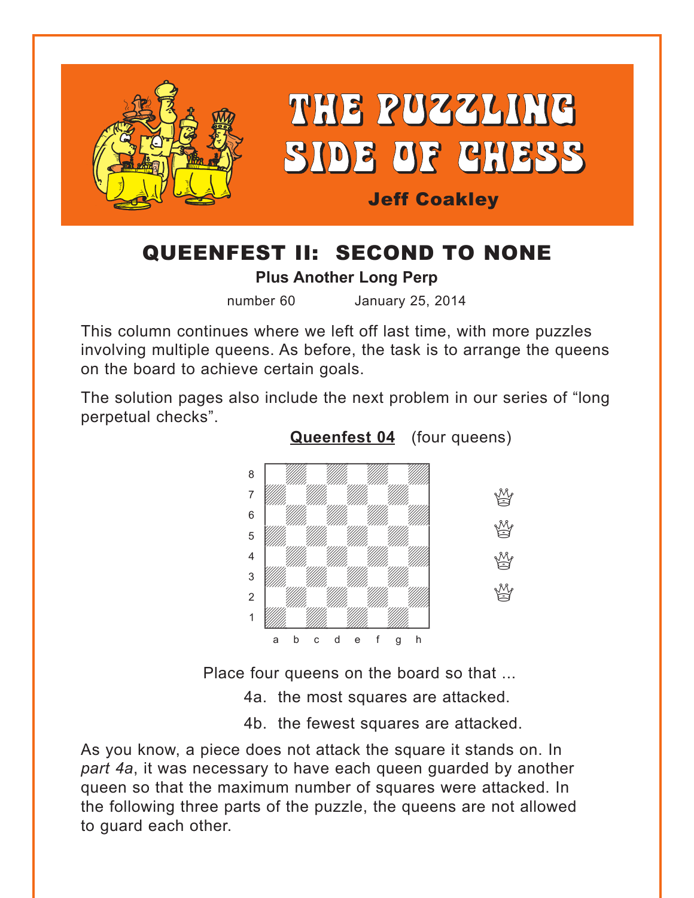# THE PUZZLING SIDE OF CHESS

**Jeff Coakley**

## QUEENFEST II: SECOND TO NONE

**Plus Another Long Perp**

number 60 January 25, 2014

This column continues where we left off last time, with more puzzles involving multiple queens. As before, the task is to arrange the queens on the board to achieve certain goals.

The solution pages also include the next problem in our series of "long perpetual checks".

**Queenfest 04** (four queens)

Place four queens on the board so that ...

4a. the most squares are attacked.

4b. the fewest squares are attacked.

As you know, a piece does not attack the square it stands on. In *part 4a*, it was necessary to have each queen guarded by another queen so that the maximum number of squares were attacked. In the following three parts of the puzzle, the queens are not allowed to guard each other.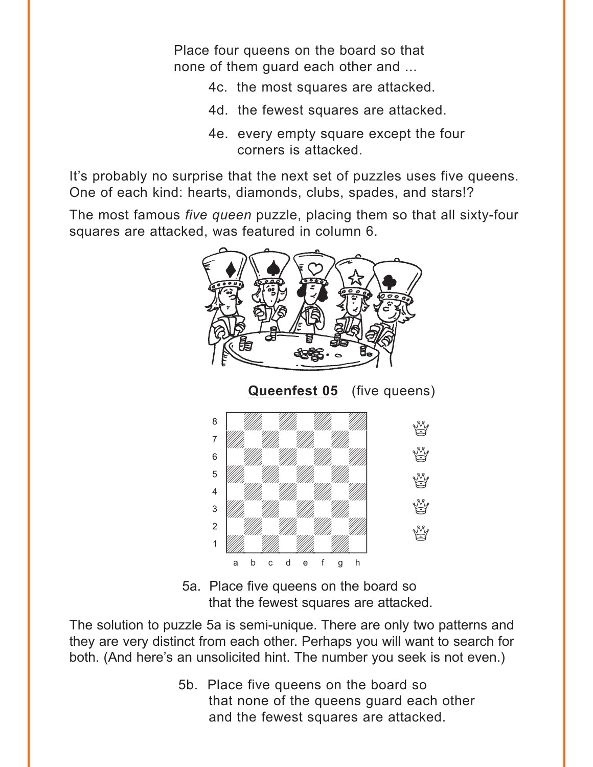Place four queens on the board so that none of them guard each other and ...

4c. the most squares are attacked.

4d. the fewest squares are attacked.

4e. every empty square except the four corners is attacked.

It's probably no surprise that the next set of puzzles uses five queens. One of each kind: hearts, diamonds, clubs, spades, and stars!?

The most famous *five queen* puzzle, placing them so that all sixty-four squares are attacked, was featured in column 6.

**Queenfest 05** (five queens)

5a. Place five queens on the board so that the fewest squares are attacked.

The solution to puzzle 5a is semi-unique. There are only two patterns and they are very distinct from each other. Perhaps you will want to search for both. (And here's an unsolicited hint. The number you seek is not even.)

5b. Place five queens on the board so that none of the queens guard each other and the fewest squares are attacked.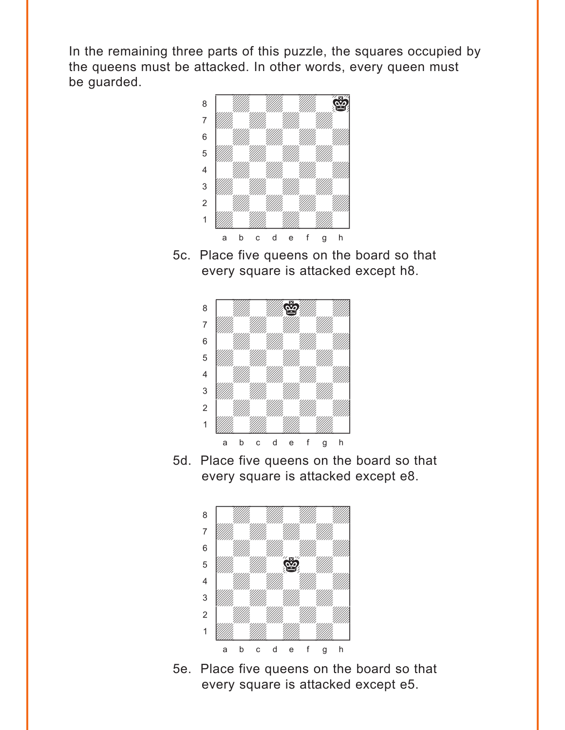In the remaining three parts of this puzzle, the squares occupied by the queens must be attacked. In other words, every queen must be guarded.

5c. Place five queens on the board so that every square is attacked except h8.

5d. Place five queens on the board so that every square is attacked except e8.

5e. Place five queens on the board so that every square is attacked except e5.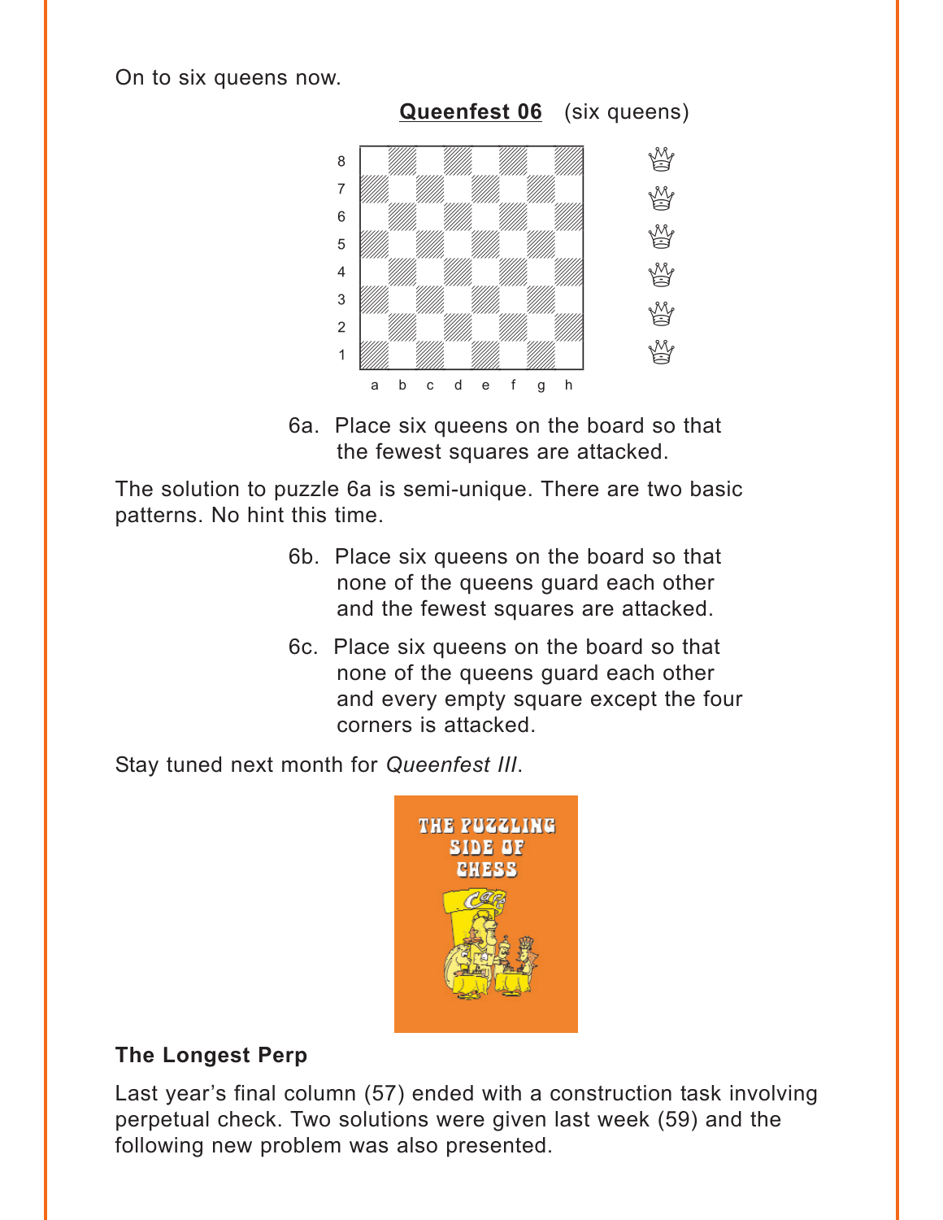On to six queens now.

**Queenfest 06** (six queens)

6a. Place six queens on the board so that the fewest squares are attacked.

The solution to puzzle 6a is semi-unique. There are two basic patterns. No hint this time.

6b. Place six queens on the board so that none of the queens guard each other and the fewest squares are attacked.

6c. Place six queens on the board so that none of the queens guard each other and every empty square except the four corners is attacked.

Stay tuned next month for *Queenfest III*.

**The Longest Perp**

Last year's final column (57) ended with a construction task involving perpetual check. Two solutions were given last week (59) and the following new problem was also presented.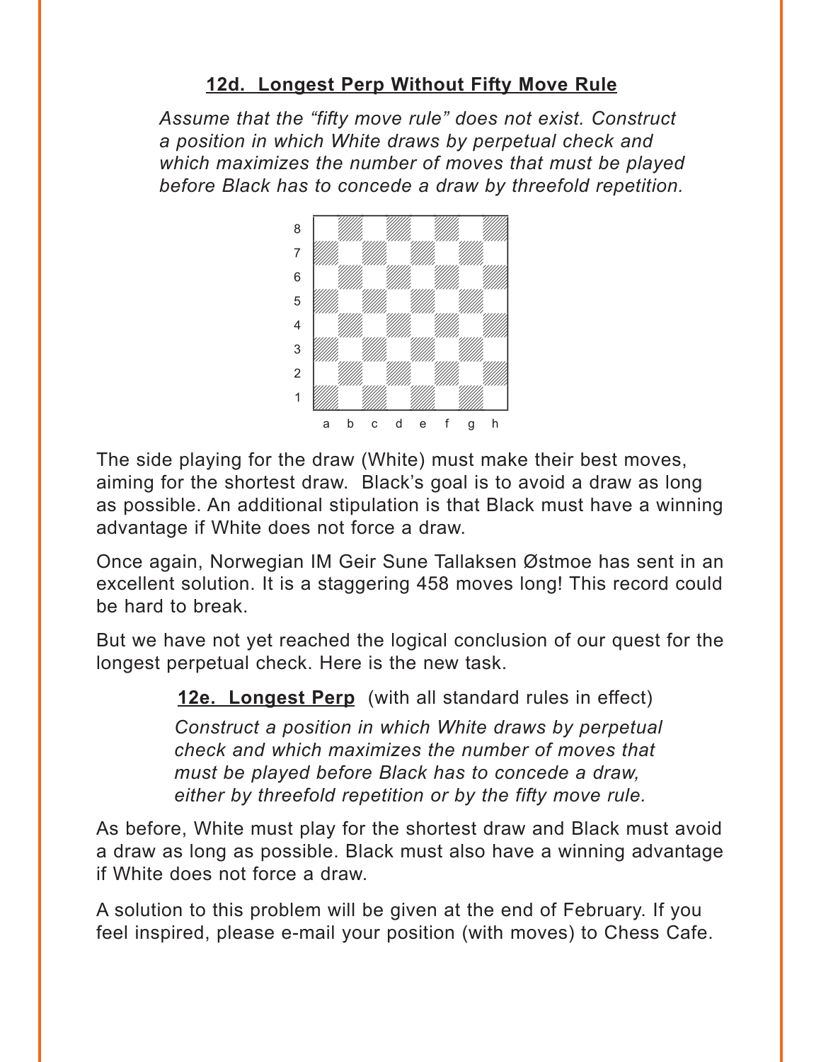**12d. Longest Perp Without Fifty Move Rule**

*Assume that the "fifty move rule" does not exist. Construct a position in which White draws by perpetual check and which maximizes the number of moves that must be played before Black has to concede a draw by threefold repetition.*

The side playing for the draw (White) must make their best moves, aiming for the shortest draw. Black's goal is to avoid a draw as long as possible. An additional stipulation is that Black must have a winning advantage if White does not force a draw.

Once again, Norwegian IM Geir Sune Tallaksen Østmoe has sent in an excellent solution. It is a staggering 458 moves long! This record could be hard to break.

But we have not yet reached the logical conclusion of our quest for the longest perpetual check. Here is the new task.

**12e. Longest Perp** (with all standard rules in effect)

*Construct a position in which White draws by perpetual check and which maximizes the number of moves that must be played before Black has to concede a draw, either by threefold repetition or by the fifty move rule.*

As before, White must play for the shortest draw and Black must avoid a draw as long as possible. Black must also have a winning advantage if White does not force a draw.

A solution to this problem will be given at the end of February. If you feel inspired, please e-mail your position (with moves) to Chess Cafe.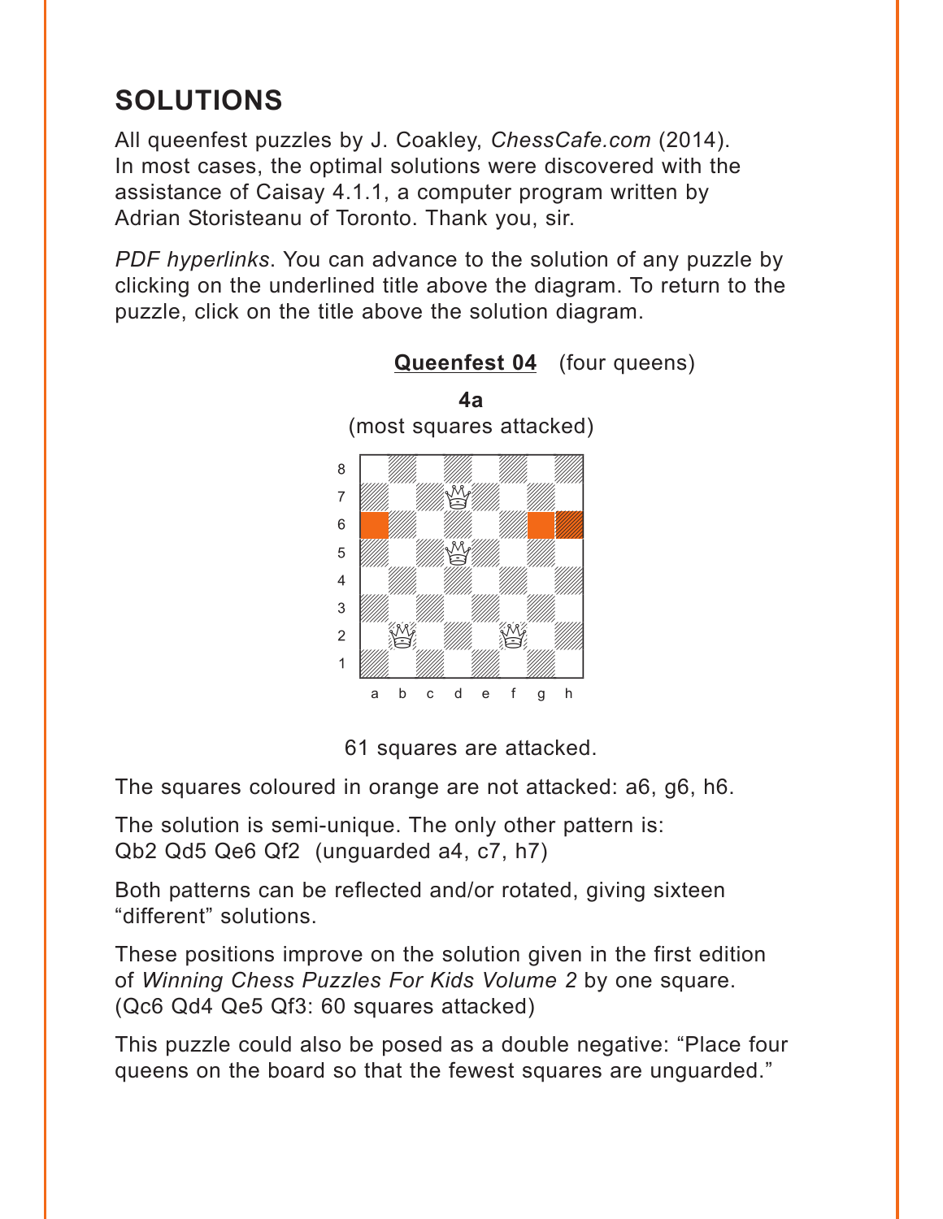# SOLUTIONS

All queenfest puzzles by J. Coakley, *ChessCafe.com* (2014). In most cases, the optimal solutions were discovered with the assistance of Caisay 4.1.1, a computer program written by Adrian Storisteanu of Toronto. Thank you, sir.

*PDF hyperlinks*. You can advance to the solution of any puzzle by clicking on the underlined title above the diagram. To return to the puzzle, click on the title above the solution diagram.

**Queenfest 04** (four queens)

**4a**

(most squares attacked)

61 squares are attacked.

The squares coloured in orange are not attacked: a6, g6, h6.

The solution is semi-unique. The only other pattern is: Qb2 Qd5 Qe6 Qf2 (unguarded a4, c7, h7)

Both patterns can be reflected and/or rotated, giving sixteen "different" solutions.

These positions improve on the solution given in the first edition of *Winning Chess Puzzles For Kids Volume 2* by one square. (Qc6 Qd4 Qe5 Qf3: 60 squares attacked)

This puzzle could also be posed as a double negative: "Place four queens on the board so that the fewest squares are unguarded."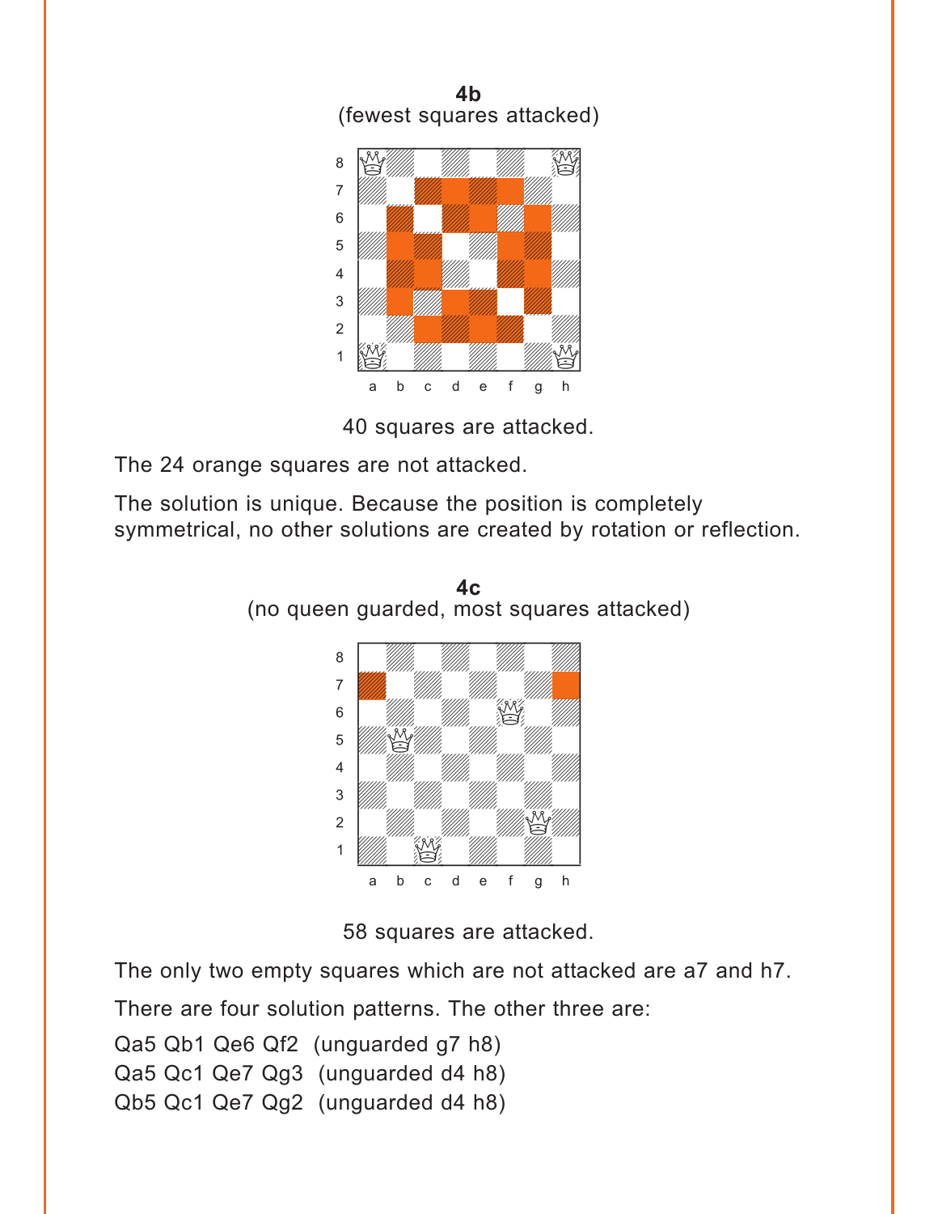**4b**
(fewest squares attacked)

40 squares are attacked.

The 24 orange squares are not attacked.

The solution is unique. Because the position is completely symmetrical, no other solutions are created by rotation or reflection.

**4c**
(no queen guarded, most squares attacked)

58 squares are attacked.

The only two empty squares which are not attacked are a7 and h7.

There are four solution patterns. The other three are:

Qa5 Qb1 Qe6 Qf2 (unguarded g7 h8)
Qa5 Qc1 Qe7 Qg3 (unguarded d4 h8)
Qb5 Qc1 Qe7 Qg2 (unguarded d4 h8)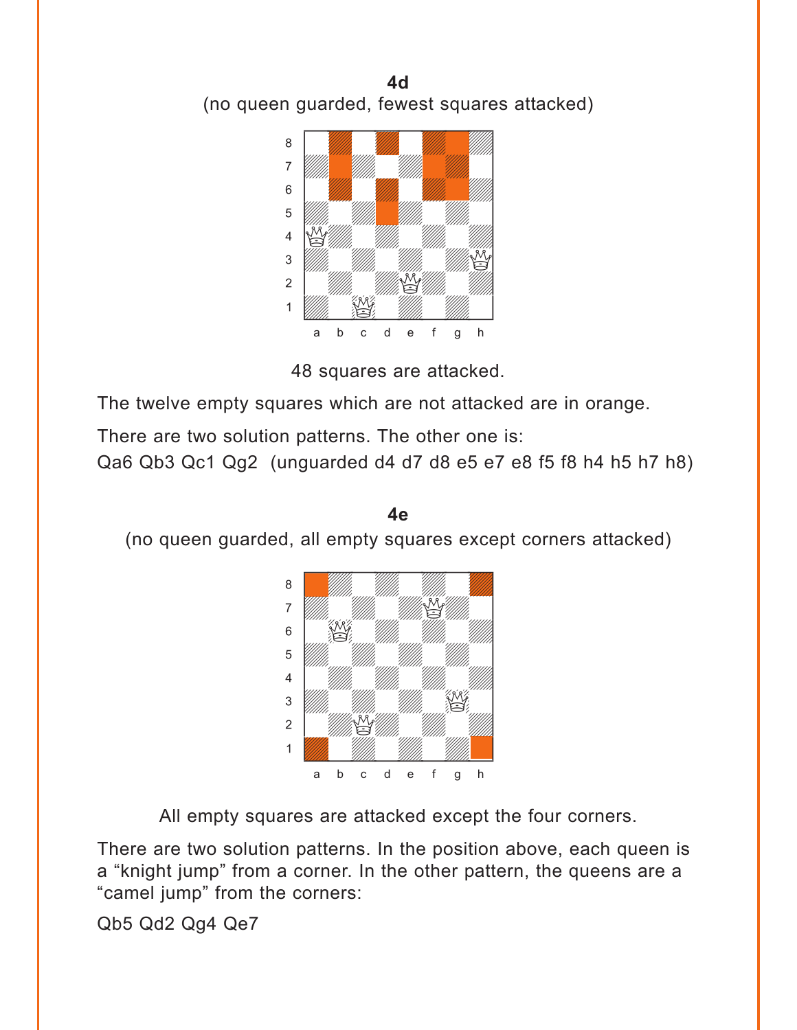**4d**

(no queen guarded, fewest squares attacked)

48 squares are attacked.

The twelve empty squares which are not attacked are in orange.

There are two solution patterns. The other one is:
Qa6 Qb3 Qc1 Qg2 (unguarded d4 d7 d8 e5 e7 e8 f5 f8 h4 h5 h7 h8)

**4e**

(no queen guarded, all empty squares except corners attacked)

All empty squares are attacked except the four corners.

There are two solution patterns. In the position above, each queen is a "knight jump" from a corner. In the other pattern, the queens are a "camel jump" from the corners:

Qb5 Qd2 Qg4 Qe7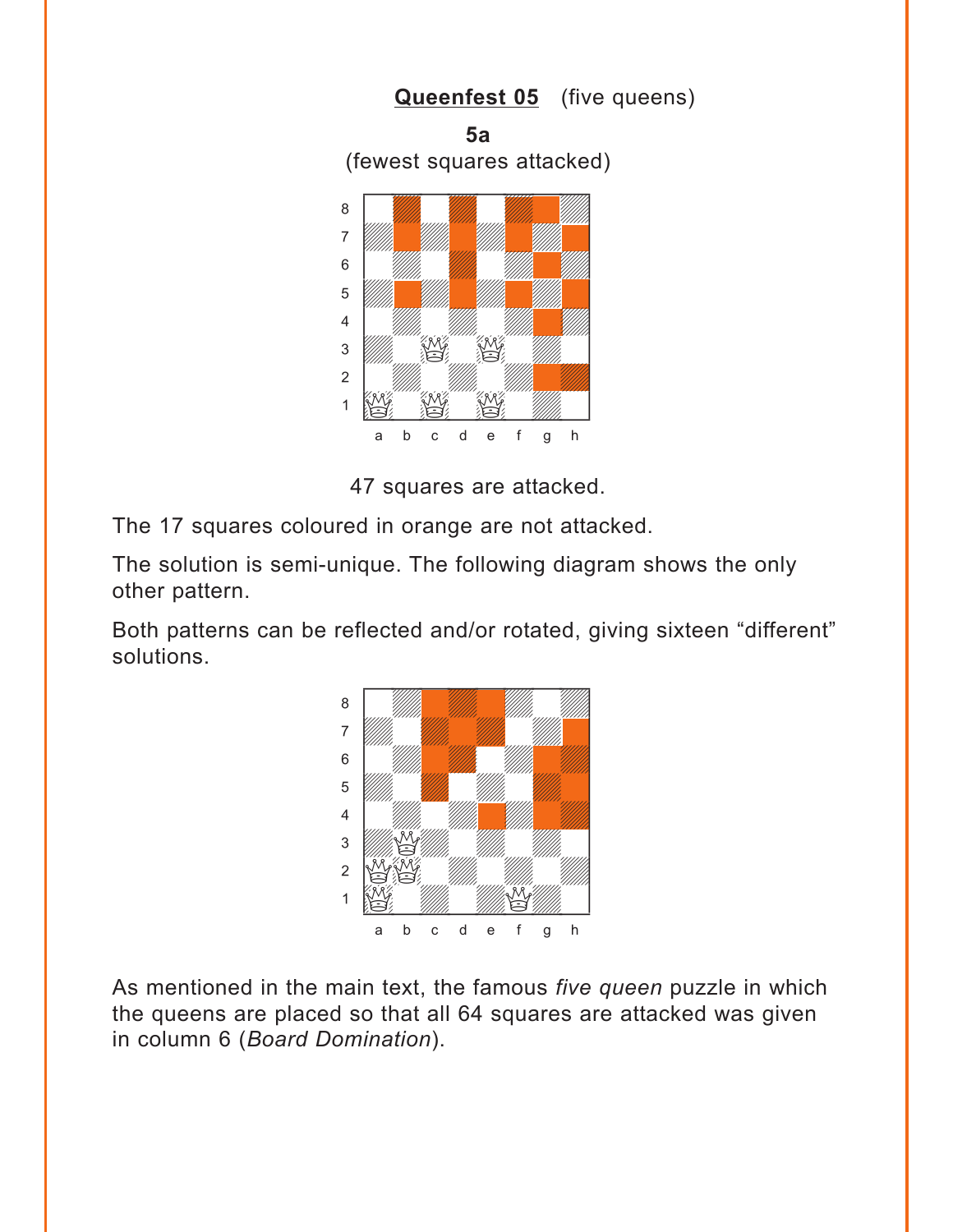**Queenfest 05** (five queens)

**5a**

(fewest squares attacked)

47 squares are attacked.

The 17 squares coloured in orange are not attacked.

The solution is semi-unique. The following diagram shows the only other pattern.

Both patterns can be reflected and/or rotated, giving sixteen “different” solutions.

As mentioned in the main text, the famous *five queen* puzzle in which the queens are placed so that all 64 squares are attacked was given in column 6 (*Board Domination*).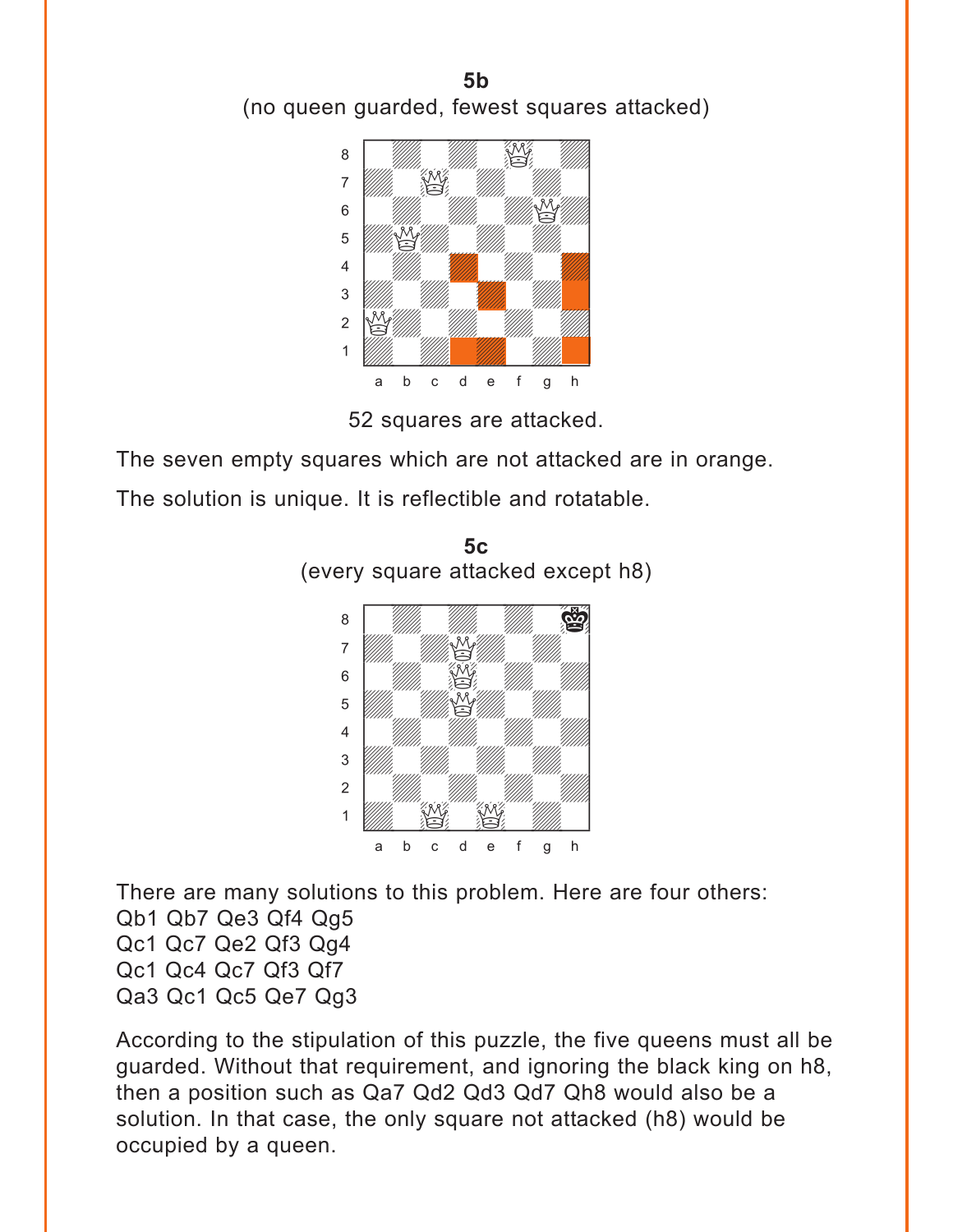**5b**

(no queen guarded, fewest squares attacked)

52 squares are attacked.

The seven empty squares which are not attacked are in orange.

The solution is unique. It is reflectible and rotatable.

**5c**

(every square attacked except h8)

There are many solutions to this problem. Here are four others:
Qb1 Qb7 Qe3 Qf4 Qg5
Qc1 Qc7 Qe2 Qf3 Qg4
Qc1 Qc4 Qc7 Qf3 Qf7
Qa3 Qc1 Qc5 Qe7 Qg3

According to the stipulation of this puzzle, the five queens must all be guarded. Without that requirement, and ignoring the black king on h8, then a position such as Qa7 Qd2 Qd3 Qd7 Qh8 would also be a solution. In that case, the only square not attacked (h8) would be occupied by a queen.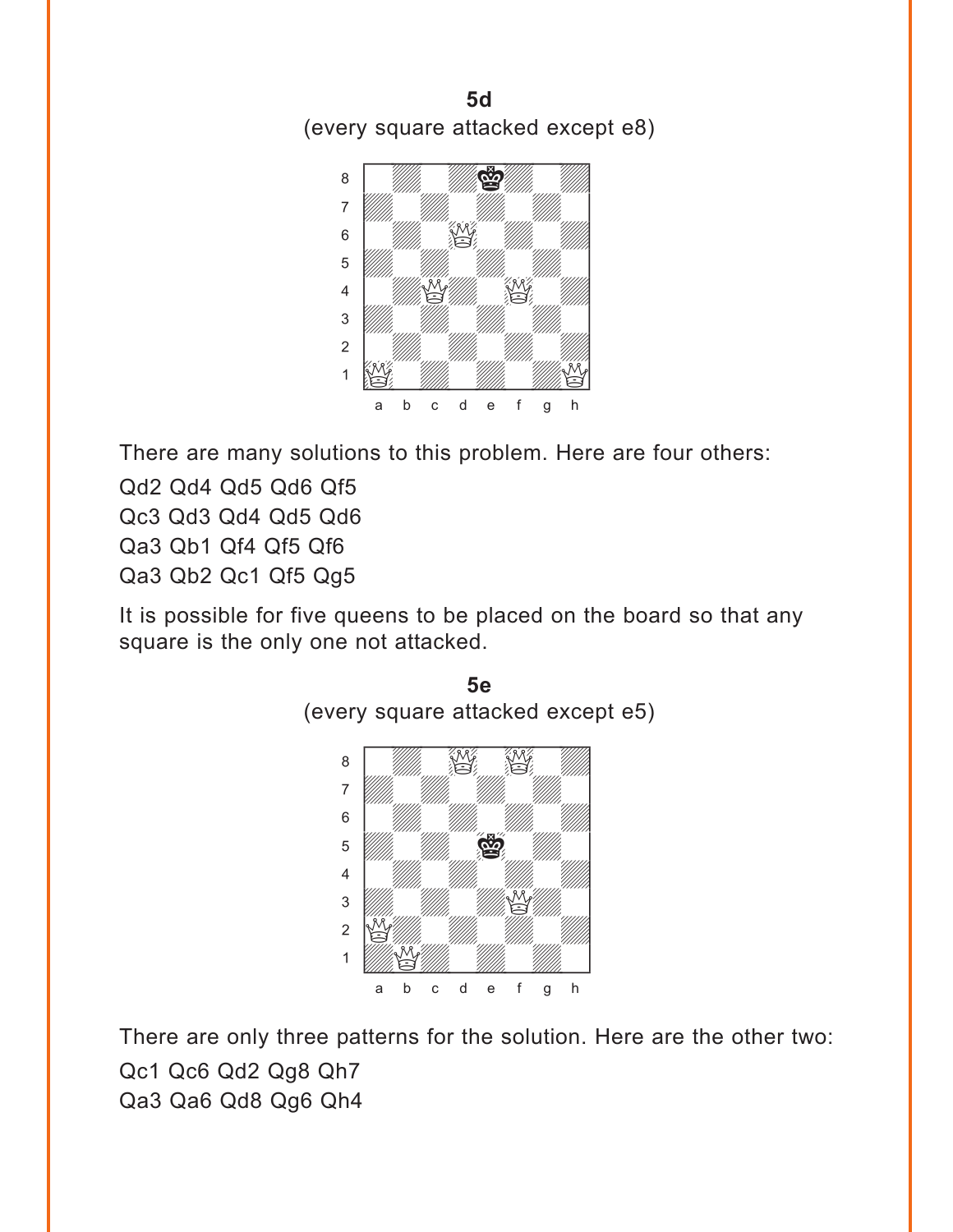**5d**

(every square attacked except e8)

There are many solutions to this problem. Here are four others:

Qd2 Qd4 Qd5 Qd6 Qf5

Qc3 Qd3 Qd4 Qd5 Qd6

Qa3 Qb1 Qf4 Qf5 Qf6

Qa3 Qb2 Qc1 Qf5 Qg5

It is possible for five queens to be placed on the board so that any square is the only one not attacked.

**5e**

(every square attacked except e5)

There are only three patterns for the solution. Here are the other two:

Qc1 Qc6 Qd2 Qg8 Qh7

Qa3 Qa6 Qd8 Qg6 Qh4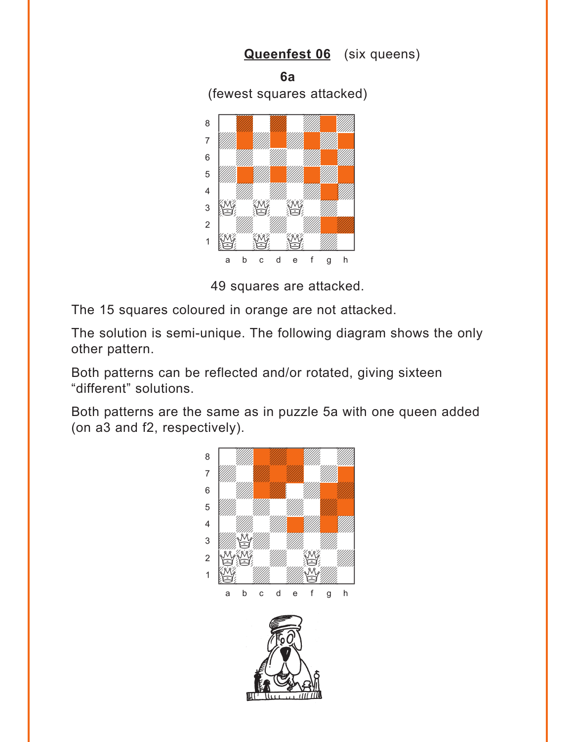## Queenfest 06 (six queens)

**6a**

(fewest squares attacked)

49 squares are attacked.

The 15 squares coloured in orange are not attacked.

The solution is semi-unique. The following diagram shows the only other pattern.

Both patterns can be reflected and/or rotated, giving sixteen “different” solutions.

Both patterns are the same as in puzzle 5a with one queen added (on a3 and f2, respectively).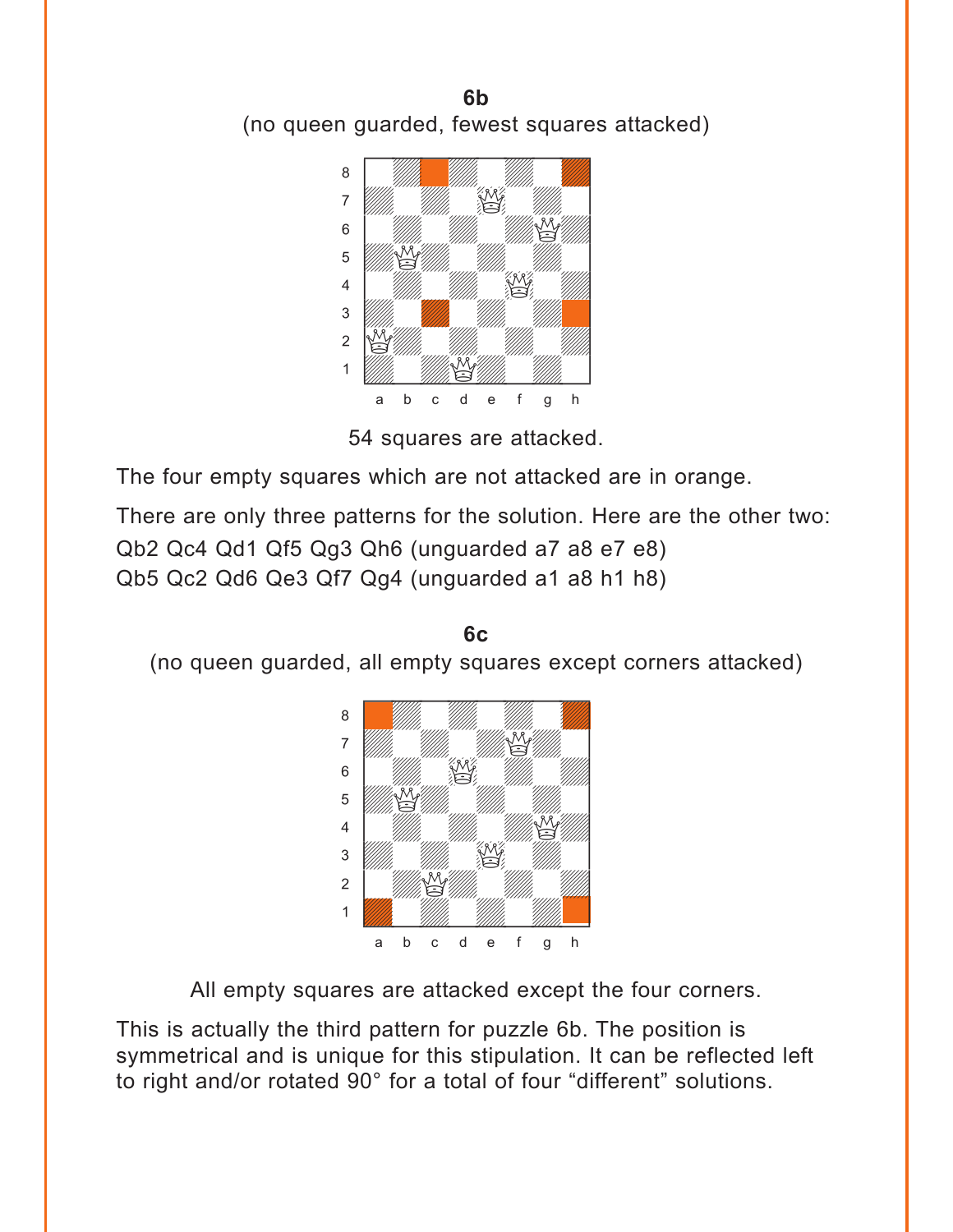**6b**

(no queen guarded, fewest squares attacked)

54 squares are attacked.

The four empty squares which are not attacked are in orange.

There are only three patterns for the solution. Here are the other two:
Qb2 Qc4 Qd1 Qf5 Qg3 Qh6 (unguarded a7 a8 e7 e8)
Qb5 Qc2 Qd6 Qe3 Qf7 Qg4 (unguarded a1 a8 h1 h8)

**6c**

(no queen guarded, all empty squares except corners attacked)

All empty squares are attacked except the four corners.

This is actually the third pattern for puzzle 6b. The position is symmetrical and is unique for this stipulation. It can be reflected left to right and/or rotated 90° for a total of four "different" solutions.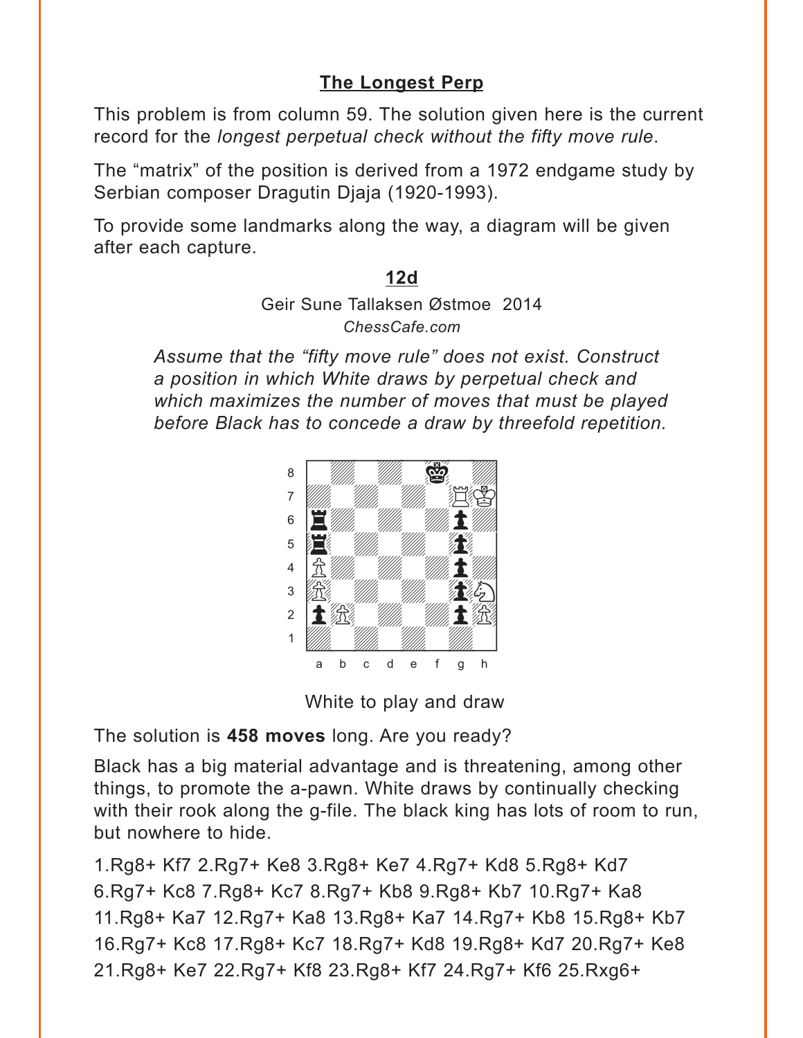## The Longest Perp

This problem is from column 59. The solution given here is the current record for the *longest perpetual check without the fifty move rule*.

The "matrix" of the position is derived from a 1972 endgame study by Serbian composer Dragutin Djaja (1920-1993).

To provide some landmarks along the way, a diagram will be given after each capture.

### 12d

Geir Sune Tallaksen Østmoe 2014

*ChessCafe.com*

*Assume that the "fifty move rule" does not exist. Construct a position in which White draws by perpetual check and which maximizes the number of moves that must be played before Black has to concede a draw by threefold repetition.*

White to play and draw

The solution is **458 moves** long. Are you ready?

Black has a big material advantage and is threatening, among other things, to promote the a-pawn. White draws by continually checking with their rook along the g-file. The black king has lots of room to run, but nowhere to hide.

1.Rg8+ Kf7 2.Rg7+ Ke8 3.Rg8+ Ke7 4.Rg7+ Kd8 5.Rg8+ Kd7 6.Rg7+ Kc8 7.Rg8+ Kc7 8.Rg7+ Kb8 9.Rg8+ Kb7 10.Rg7+ Ka8 11.Rg8+ Ka7 12.Rg7+ Ka8 13.Rg8+ Ka7 14.Rg7+ Kb8 15.Rg8+ Kb7 16.Rg7+ Kc8 17.Rg8+ Kc7 18.Rg7+ Kd8 19.Rg8+ Kd7 20.Rg7+ Ke8 21.Rg8+ Ke7 22.Rg7+ Kf8 23.Rg8+ Kf7 24.Rg7+ Kf6 25.Rxg6+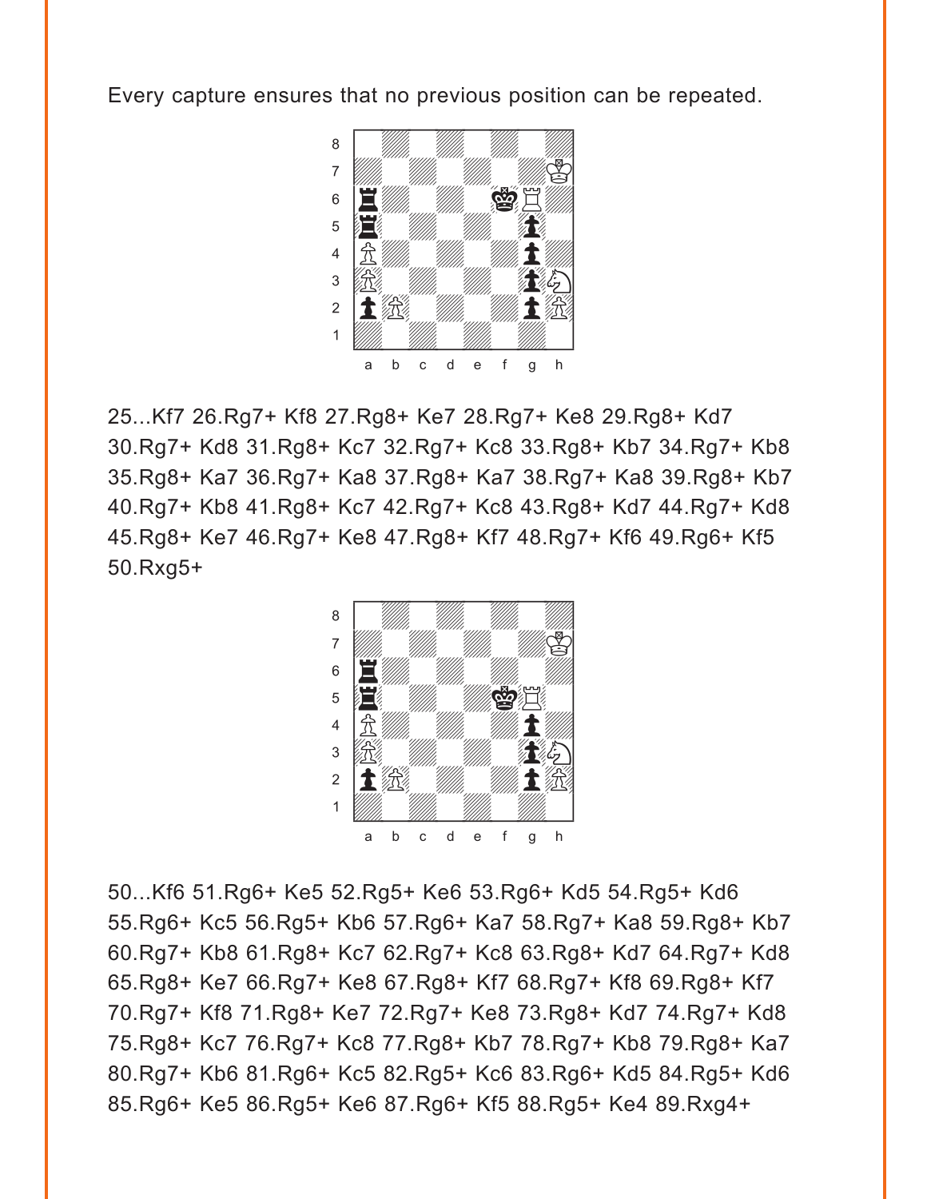Every capture ensures that no previous position can be repeated.

25...Kf7 26.Rg7+ Kf8 27.Rg8+ Ke7 28.Rg7+ Ke8 29.Rg8+ Kd7 30.Rg7+ Kd8 31.Rg8+ Kc7 32.Rg7+ Kc8 33.Rg8+ Kb7 34.Rg7+ Kb8 35.Rg8+ Ka7 36.Rg7+ Ka8 37.Rg8+ Ka7 38.Rg7+ Ka8 39.Rg8+ Kb7 40.Rg7+ Kb8 41.Rg8+ Kc7 42.Rg7+ Kc8 43.Rg8+ Kd7 44.Rg7+ Kd8 45.Rg8+ Ke7 46.Rg7+ Ke8 47.Rg8+ Kf7 48.Rg7+ Kf6 49.Rg6+ Kf5 50.Rxg5+

50...Kf6 51.Rg6+ Ke5 52.Rg5+ Ke6 53.Rg6+ Kd5 54.Rg5+ Kd6 55.Rg6+ Kc5 56.Rg5+ Kb6 57.Rg6+ Ka7 58.Rg7+ Ka8 59.Rg8+ Kb7 60.Rg7+ Kb8 61.Rg8+ Kc7 62.Rg7+ Kc8 63.Rg8+ Kd7 64.Rg7+ Kd8 65.Rg8+ Ke7 66.Rg7+ Ke8 67.Rg8+ Kf7 68.Rg7+ Kf8 69.Rg8+ Kf7 70.Rg7+ Kf8 71.Rg8+ Ke7 72.Rg7+ Ke8 73.Rg8+ Kd7 74.Rg7+ Kd8 75.Rg8+ Kc7 76.Rg7+ Kc8 77.Rg8+ Kb7 78.Rg7+ Kb8 79.Rg8+ Ka7 80.Rg7+ Kb6 81.Rg6+ Kc5 82.Rg5+ Kc6 83.Rg6+ Kd5 84.Rg5+ Kd6 85.Rg6+ Ke5 86.Rg5+ Ke6 87.Rg6+ Kf5 88.Rg5+ Ke4 89.Rxg4+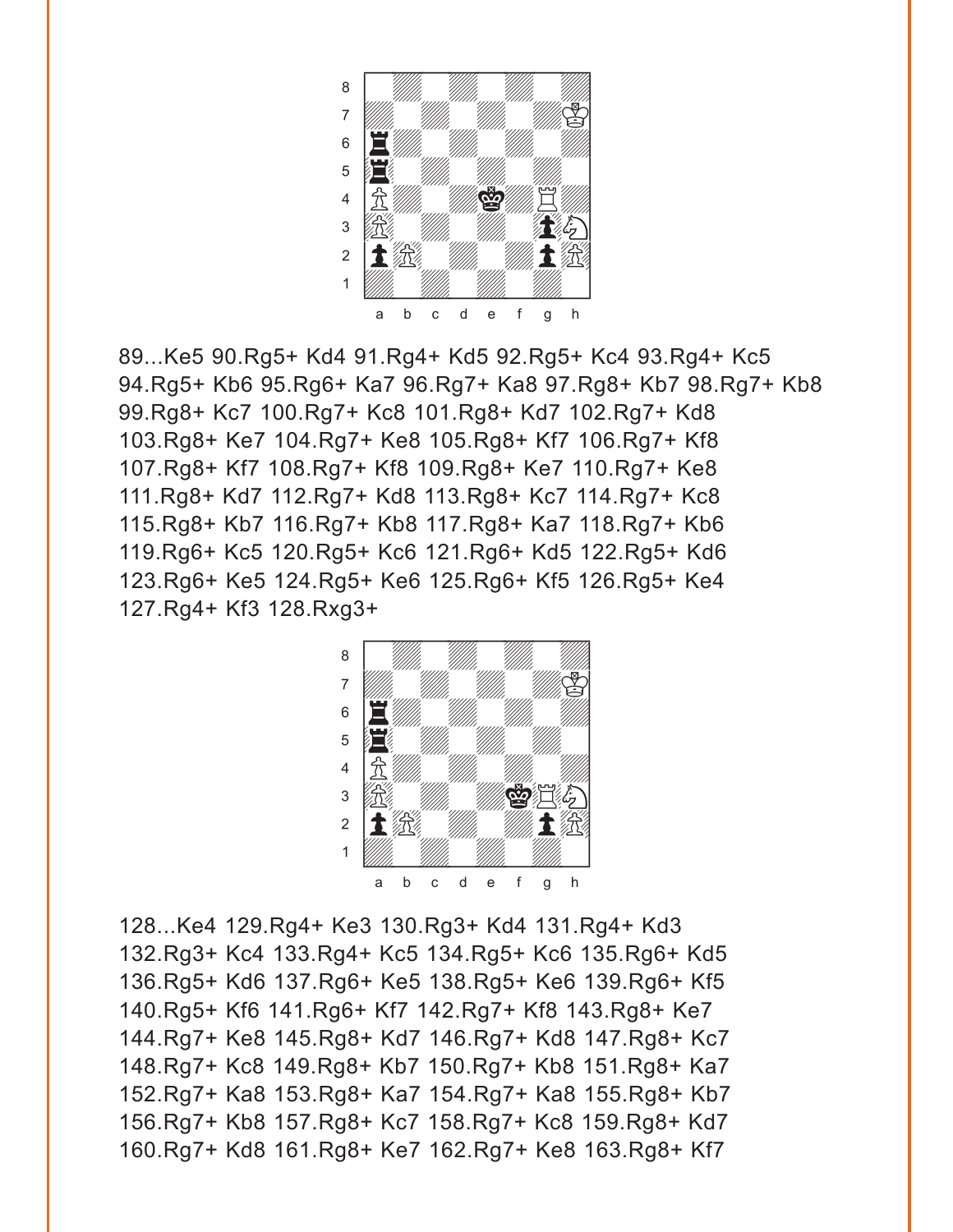89...Ke5 90.Rg5+ Kd4 91.Rg4+ Kd5 92.Rg5+ Kc4 93.Rg4+ Kc5 94.Rg5+ Kb6 95.Rg6+ Ka7 96.Rg7+ Ka8 97.Rg8+ Kb7 98.Rg7+ Kb8 99.Rg8+ Kc7 100.Rg7+ Kc8 101.Rg8+ Kd7 102.Rg7+ Kd8 103.Rg8+ Ke7 104.Rg7+ Ke8 105.Rg8+ Kf7 106.Rg7+ Kf8 107.Rg8+ Kf7 108.Rg7+ Kf8 109.Rg8+ Ke7 110.Rg7+ Ke8 111.Rg8+ Kd7 112.Rg7+ Kd8 113.Rg8+ Kc7 114.Rg7+ Kc8 115.Rg8+ Kb7 116.Rg7+ Kb8 117.Rg8+ Ka7 118.Rg7+ Kb6 119.Rg6+ Kc5 120.Rg5+ Kc6 121.Rg6+ Kd5 122.Rg5+ Kd6 123.Rg6+ Ke5 124.Rg5+ Ke6 125.Rg6+ Kf5 126.Rg5+ Ke4 127.Rg4+ Kf3 128.Rxg3+

128...Ke4 129.Rg4+ Ke3 130.Rg3+ Kd4 131.Rg4+ Kd3 132.Rg3+ Kc4 133.Rg4+ Kc5 134.Rg5+ Kc6 135.Rg6+ Kd5 136.Rg5+ Kd6 137.Rg6+ Ke5 138.Rg5+ Ke6 139.Rg6+ Kf5 140.Rg5+ Kf6 141.Rg6+ Kf7 142.Rg7+ Kf8 143.Rg8+ Ke7 144.Rg7+ Ke8 145.Rg8+ Kd7 146.Rg7+ Kd8 147.Rg8+ Kc7 148.Rg7+ Kc8 149.Rg8+ Kb7 150.Rg7+ Kb8 151.Rg8+ Ka7 152.Rg7+ Ka8 153.Rg8+ Ka7 154.Rg7+ Ka8 155.Rg8+ Kb7 156.Rg7+ Kb8 157.Rg8+ Kc7 158.Rg7+ Kc8 159.Rg8+ Kd7 160.Rg7+ Kd8 161.Rg8+ Ke7 162.Rg7+ Ke8 163.Rg8+ Kf7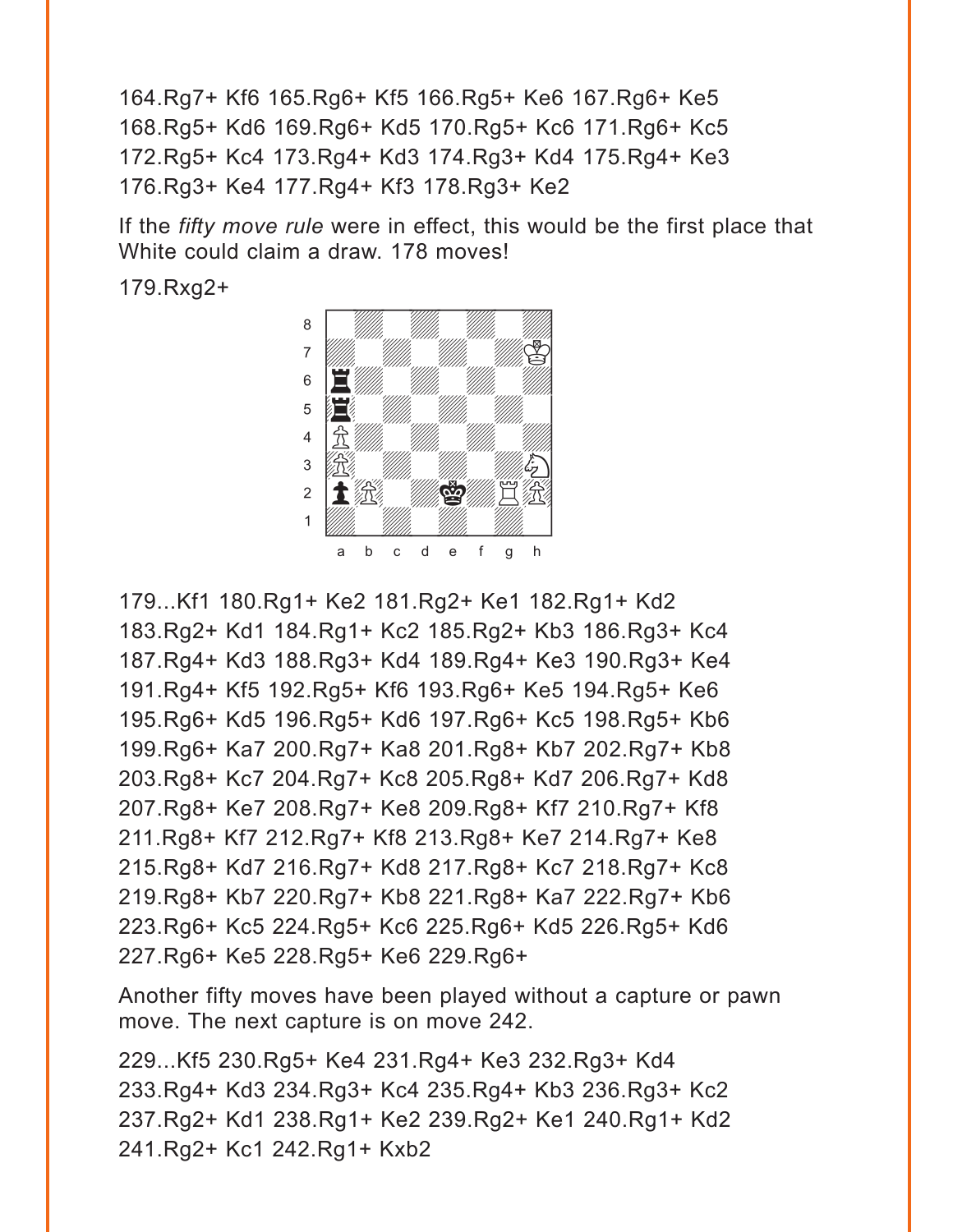164.Rg7+ Kf6 165.Rg6+ Kf5 166.Rg5+ Ke6 167.Rg6+ Ke5 168.Rg5+ Kd6 169.Rg6+ Kd5 170.Rg5+ Kc6 171.Rg6+ Kc5 172.Rg5+ Kc4 173.Rg4+ Kd3 174.Rg3+ Kd4 175.Rg4+ Ke3 176.Rg3+ Ke4 177.Rg4+ Kf3 178.Rg3+ Ke2

If the *fifty move rule* were in effect, this would be the first place that White could claim a draw. 178 moves!

179.Rxg2+

179...Kf1 180.Rg1+ Ke2 181.Rg2+ Ke1 182.Rg1+ Kd2 183.Rg2+ Kd1 184.Rg1+ Kc2 185.Rg2+ Kb3 186.Rg3+ Kc4 187.Rg4+ Kd3 188.Rg3+ Kd4 189.Rg4+ Ke3 190.Rg3+ Ke4 191.Rg4+ Kf5 192.Rg5+ Kf6 193.Rg6+ Ke5 194.Rg5+ Ke6 195.Rg6+ Kd5 196.Rg5+ Kd6 197.Rg6+ Kc5 198.Rg5+ Kb6 199.Rg6+ Ka7 200.Rg7+ Ka8 201.Rg8+ Kb7 202.Rg7+ Kb8 203.Rg8+ Kc7 204.Rg7+ Kc8 205.Rg8+ Kd7 206.Rg7+ Kd8 207.Rg8+ Ke7 208.Rg7+ Ke8 209.Rg8+ Kf7 210.Rg7+ Kf8 211.Rg8+ Kf7 212.Rg7+ Kf8 213.Rg8+ Ke7 214.Rg7+ Ke8 215.Rg8+ Kd7 216.Rg7+ Kd8 217.Rg8+ Kc7 218.Rg7+ Kc8 219.Rg8+ Kb7 220.Rg7+ Kb8 221.Rg8+ Ka7 222.Rg7+ Kb6 223.Rg6+ Kc5 224.Rg5+ Kc6 225.Rg6+ Kd5 226.Rg5+ Kd6 227.Rg6+ Ke5 228.Rg5+ Ke6 229.Rg6+

Another fifty moves have been played without a capture or pawn move. The next capture is on move 242.

229...Kf5 230.Rg5+ Ke4 231.Rg4+ Ke3 232.Rg3+ Kd4 233.Rg4+ Kd3 234.Rg3+ Kc4 235.Rg4+ Kb3 236.Rg3+ Kc2 237.Rg2+ Kd1 238.Rg1+ Ke2 239.Rg2+ Ke1 240.Rg1+ Kd2 241.Rg2+ Kc1 242.Rg1+ Kxb2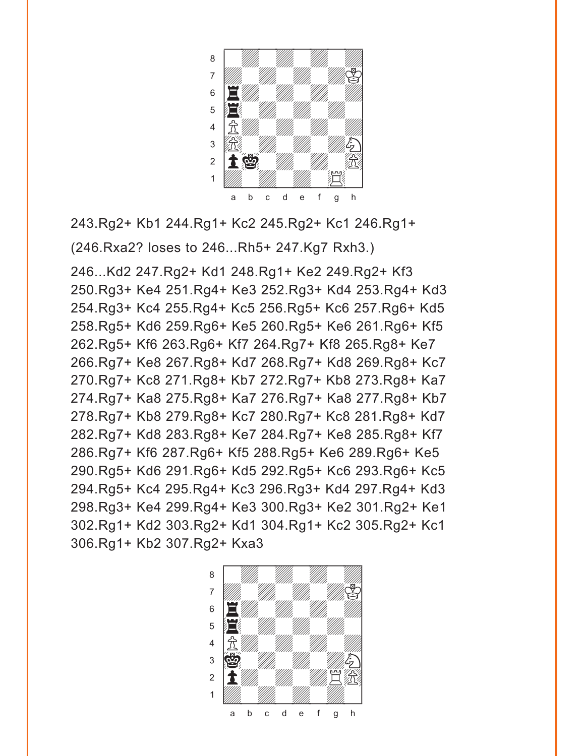243.Rg2+ Kb1 244.Rg1+ Kc2 245.Rg2+ Kc1 246.Rg1+

(246.Rxa2? loses to 246...Rh5+ 247.Kg7 Rxh3.)

246...Kd2 247.Rg2+ Kd1 248.Rg1+ Ke2 249.Rg2+ Kf3 250.Rg3+ Ke4 251.Rg4+ Ke3 252.Rg3+ Kd4 253.Rg4+ Kd3 254.Rg3+ Kc4 255.Rg4+ Kc5 256.Rg5+ Kc6 257.Rg6+ Kd5 258.Rg5+ Kd6 259.Rg6+ Ke5 260.Rg5+ Ke6 261.Rg6+ Kf5 262.Rg5+ Kf6 263.Rg6+ Kf7 264.Rg7+ Kf8 265.Rg8+ Ke7 266.Rg7+ Ke8 267.Rg8+ Kd7 268.Rg7+ Kd8 269.Rg8+ Kc7 270.Rg7+ Kc8 271.Rg8+ Kb7 272.Rg7+ Kb8 273.Rg8+ Ka7 274.Rg7+ Ka8 275.Rg8+ Ka7 276.Rg7+ Ka8 277.Rg8+ Kb7 278.Rg7+ Kb8 279.Rg8+ Kc7 280.Rg7+ Kc8 281.Rg8+ Kd7 282.Rg7+ Kd8 283.Rg8+ Ke7 284.Rg7+ Ke8 285.Rg8+ Kf7 286.Rg7+ Kf6 287.Rg6+ Kf5 288.Rg5+ Ke6 289.Rg6+ Ke5 290.Rg5+ Kd6 291.Rg6+ Kd5 292.Rg5+ Kc6 293.Rg6+ Kc5 294.Rg5+ Kc4 295.Rg4+ Kc3 296.Rg3+ Kd4 297.Rg4+ Kd3 298.Rg3+ Ke4 299.Rg4+ Ke3 300.Rg3+ Ke2 301.Rg2+ Ke1 302.Rg1+ Kd2 303.Rg2+ Kd1 304.Rg1+ Kc2 305.Rg2+ Kc1 306.Rg1+ Kb2 307.Rg2+ Kxa3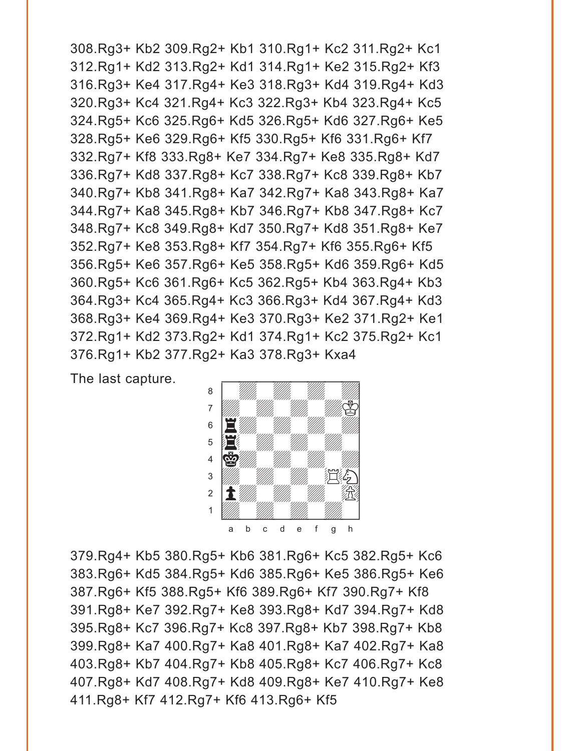308.Rg3+ Kb2 309.Rg2+ Kb1 310.Rg1+ Kc2 311.Rg2+ Kc1 312.Rg1+ Kd2 313.Rg2+ Kd1 314.Rg1+ Ke2 315.Rg2+ Kf3 316.Rg3+ Ke4 317.Rg4+ Ke3 318.Rg3+ Kd4 319.Rg4+ Kd3 320.Rg3+ Kc4 321.Rg4+ Kc3 322.Rg3+ Kb4 323.Rg4+ Kc5 324.Rg5+ Kc6 325.Rg6+ Kd5 326.Rg5+ Kd6 327.Rg6+ Ke5 328.Rg5+ Ke6 329.Rg6+ Kf5 330.Rg5+ Kf6 331.Rg6+ Kf7 332.Rg7+ Kf8 333.Rg8+ Ke7 334.Rg7+ Ke8 335.Rg8+ Kd7 336.Rg7+ Kd8 337.Rg8+ Kc7 338.Rg7+ Kc8 339.Rg8+ Kb7 340.Rg7+ Kb8 341.Rg8+ Ka7 342.Rg7+ Ka8 343.Rg8+ Ka7 344.Rg7+ Ka8 345.Rg8+ Kb7 346.Rg7+ Kb8 347.Rg8+ Kc7 348.Rg7+ Kc8 349.Rg8+ Kd7 350.Rg7+ Kd8 351.Rg8+ Ke7 352.Rg7+ Ke8 353.Rg8+ Kf7 354.Rg7+ Kf6 355.Rg6+ Kf5 356.Rg5+ Ke6 357.Rg6+ Ke5 358.Rg5+ Kd6 359.Rg6+ Kd5 360.Rg5+ Kc6 361.Rg6+ Kc5 362.Rg5+ Kb4 363.Rg4+ Kb3 364.Rg3+ Kc4 365.Rg4+ Kc3 366.Rg3+ Kd4 367.Rg4+ Kd3 368.Rg3+ Ke4 369.Rg4+ Ke3 370.Rg3+ Ke2 371.Rg2+ Ke1 372.Rg1+ Kd2 373.Rg2+ Kd1 374.Rg1+ Kc2 375.Rg2+ Kc1 376.Rg1+ Kb2 377.Rg2+ Ka3 378.Rg3+ Kxa4

The last capture.

379.Rg4+ Kb5 380.Rg5+ Kb6 381.Rg6+ Kc5 382.Rg5+ Kc6 383.Rg6+ Kd5 384.Rg5+ Kd6 385.Rg6+ Ke5 386.Rg5+ Ke6 387.Rg6+ Kf5 388.Rg5+ Kf6 389.Rg6+ Kf7 390.Rg7+ Kf8 391.Rg8+ Ke7 392.Rg7+ Ke8 393.Rg8+ Kd7 394.Rg7+ Kd8 395.Rg8+ Kc7 396.Rg7+ Kc8 397.Rg8+ Kb7 398.Rg7+ Kb8 399.Rg8+ Ka7 400.Rg7+ Ka8 401.Rg8+ Ka7 402.Rg7+ Ka8 403.Rg8+ Kb7 404.Rg7+ Kb8 405.Rg8+ Kc7 406.Rg7+ Kc8 407.Rg8+ Kd7 408.Rg7+ Kd8 409.Rg8+ Ke7 410.Rg7+ Ke8 411.Rg8+ Kf7 412.Rg7+ Kf6 413.Rg6+ Kf5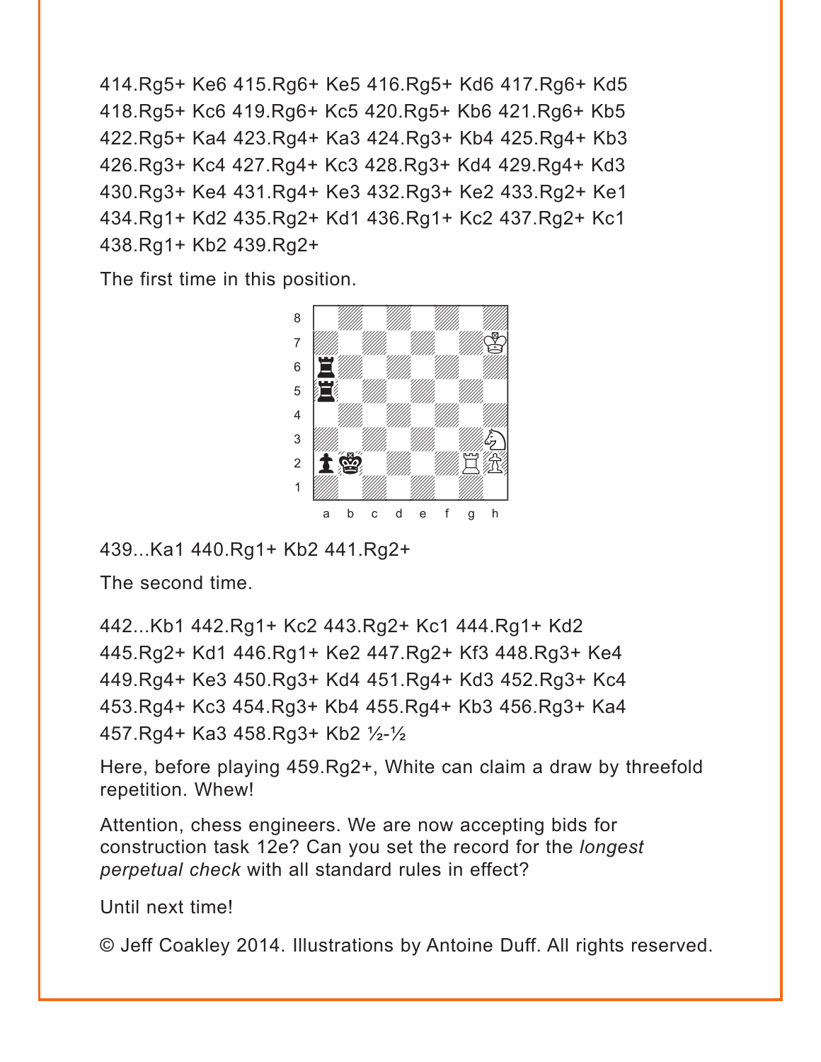414.Rg5+ Ke6 415.Rg6+ Ke5 416.Rg5+ Kd6 417.Rg6+ Kd5 418.Rg5+ Kc6 419.Rg6+ Kc5 420.Rg5+ Kb6 421.Rg6+ Kb5 422.Rg5+ Ka4 423.Rg4+ Ka3 424.Rg3+ Kb4 425.Rg4+ Kb3 426.Rg3+ Kc4 427.Rg4+ Kc3 428.Rg3+ Kd4 429.Rg4+ Kd3 430.Rg3+ Ke4 431.Rg4+ Ke3 432.Rg3+ Ke2 433.Rg2+ Ke1 434.Rg1+ Kd2 435.Rg2+ Kd1 436.Rg1+ Kc2 437.Rg2+ Kc1 438.Rg1+ Kb2 439.Rg2+

The first time in this position.

439...Ka1 440.Rg1+ Kb2 441.Rg2+

The second time.

442...Kb1 442.Rg1+ Kc2 443.Rg2+ Kc1 444.Rg1+ Kd2 445.Rg2+ Kd1 446.Rg1+ Ke2 447.Rg2+ Kf3 448.Rg3+ Ke4 449.Rg4+ Ke3 450.Rg3+ Kd4 451.Rg4+ Kd3 452.Rg3+ Kc4 453.Rg4+ Kc3 454.Rg3+ Kb4 455.Rg4+ Kb3 456.Rg3+ Ka4 457.Rg4+ Ka3 458.Rg3+ Kb2 ½-½

Here, before playing 459.Rg2+, White can claim a draw by threefold repetition. Whew!

Attention, chess engineers. We are now accepting bids for construction task 12e? Can you set the record for the *longest perpetual check* with all standard rules in effect?

Until next time!

© Jeff Coakley 2014. Illustrations by Antoine Duff. All rights reserved.